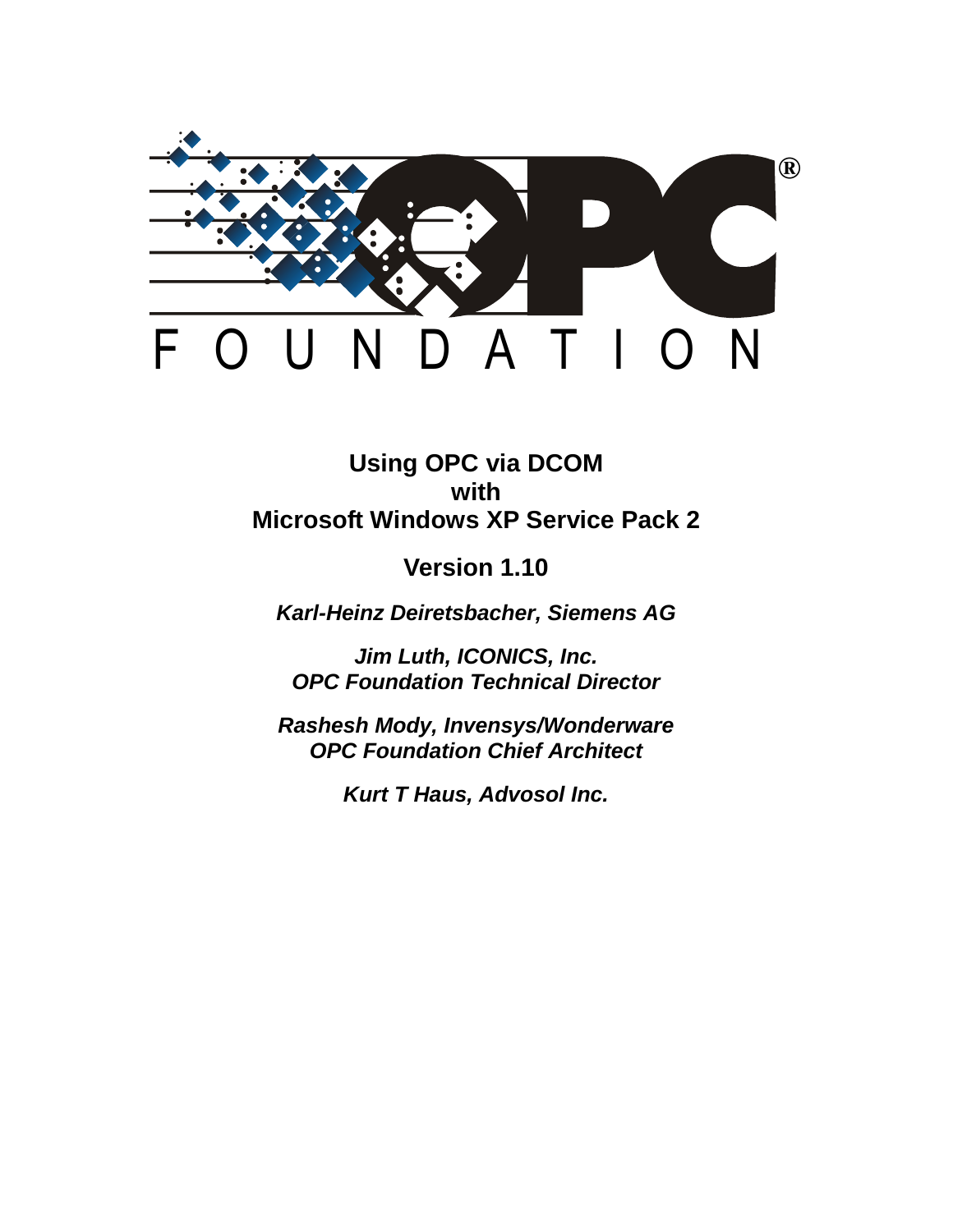# Using OPC via DCOM with Microsoft Windows XP Service Pack 2

## Version 1.10

***Karl-Heinz Deiretsbacher, Siemens AG***

***Jim Luth, ICONICS, Inc.***
***OPC Foundation Technical Director***

***Rashesh Mody, Invensys/Wonderware***
***OPC Foundation Chief Architect***

***Kurt T Haus, Advosol Inc.***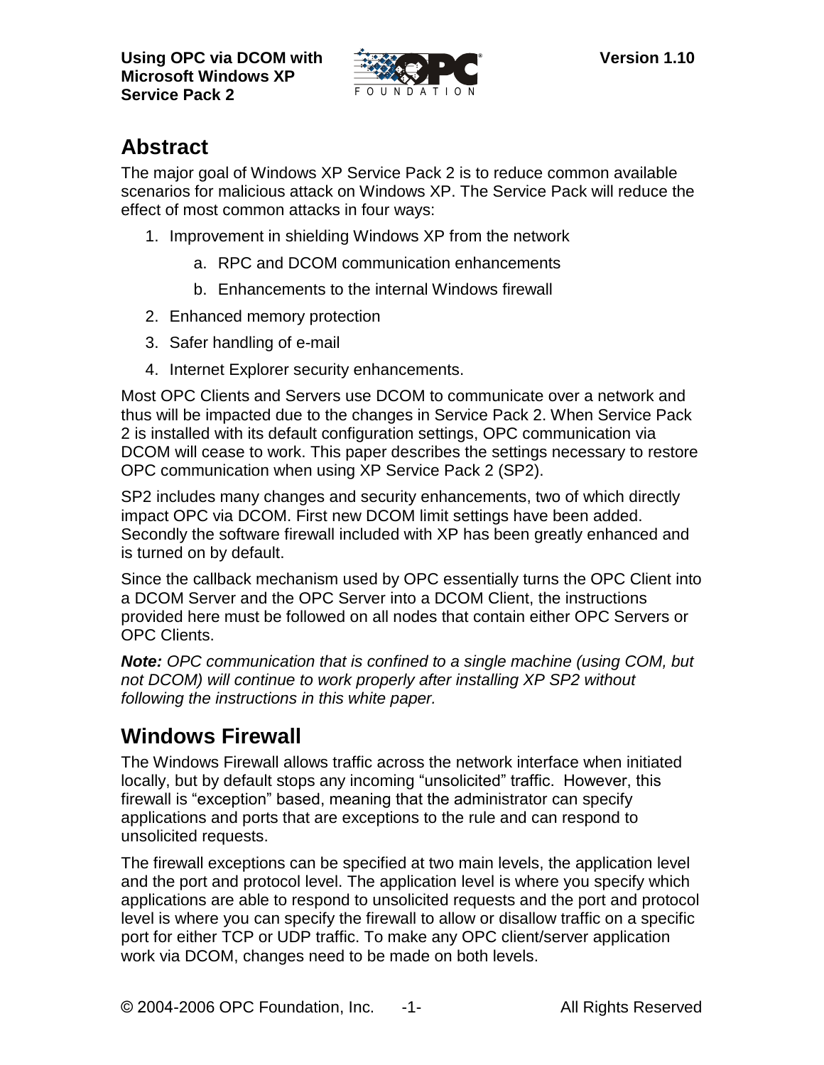## Abstract

The major goal of Windows XP Service Pack 2 is to reduce common available scenarios for malicious attack on Windows XP. The Service Pack will reduce the effect of most common attacks in four ways:

1. Improvement in shielding Windows XP from the network
   a. RPC and DCOM communication enhancements
   b. Enhancements to the internal Windows firewall
2. Enhanced memory protection
3. Safer handling of e-mail
4. Internet Explorer security enhancements.

Most OPC Clients and Servers use DCOM to communicate over a network and thus will be impacted due to the changes in Service Pack 2. When Service Pack 2 is installed with its default configuration settings, OPC communication via DCOM will cease to work. This paper describes the settings necessary to restore OPC communication when using XP Service Pack 2 (SP2).

SP2 includes many changes and security enhancements, two of which directly impact OPC via DCOM. First new DCOM limit settings have been added. Secondly the software firewall included with XP has been greatly enhanced and is turned on by default.

Since the callback mechanism used by OPC essentially turns the OPC Client into a DCOM Server and the OPC Server into a DCOM Client, the instructions provided here must be followed on all nodes that contain either OPC Servers or OPC Clients.

***Note:** OPC communication that is confined to a single machine (using COM, but not DCOM) will continue to work properly after installing XP SP2 without following the instructions in this white paper.*

## Windows Firewall

The Windows Firewall allows traffic across the network interface when initiated locally, but by default stops any incoming "unsolicited" traffic. However, this firewall is "exception" based, meaning that the administrator can specify applications and ports that are exceptions to the rule and can respond to unsolicited requests.

The firewall exceptions can be specified at two main levels, the application level and the port and protocol level. The application level is where you specify which applications are able to respond to unsolicited requests and the port and protocol level is where you can specify the firewall to allow or disallow traffic on a specific port for either TCP or UDP traffic. To make any OPC client/server application work via DCOM, changes need to be made on both levels.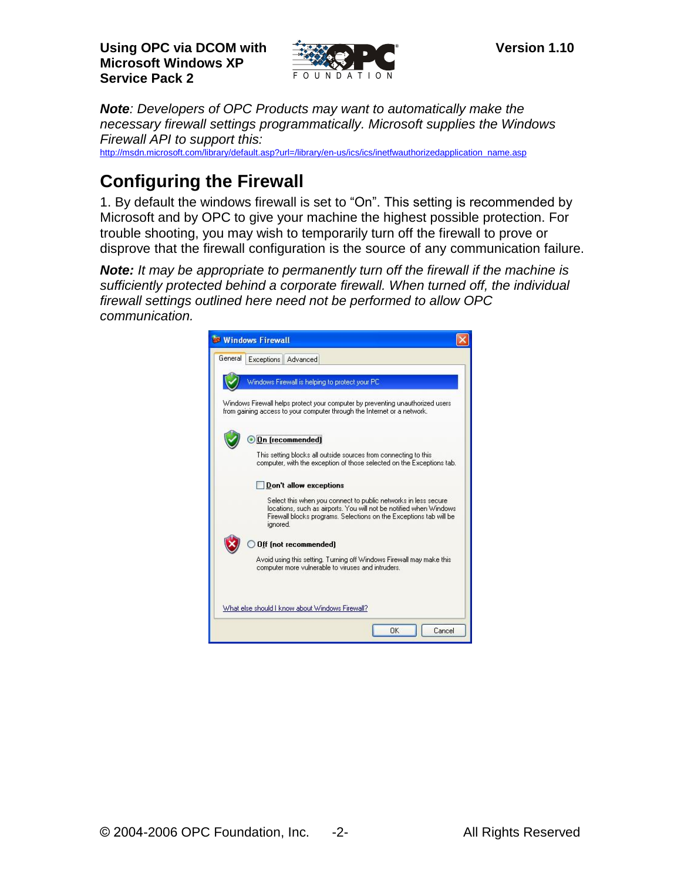***Note**: Developers of OPC Products may want to automatically make the necessary firewall settings programmatically. Microsoft supplies the Windows Firewall API to support this:*
http://msdn.microsoft.com/library/default.asp?url=/library/en-us/ics/ics/inetfwauthorizedapplication_name.asp

## Configuring the Firewall

1. By default the windows firewall is set to "On". This setting is recommended by Microsoft and by OPC to give your machine the highest possible protection. For trouble shooting, you may wish to temporarily turn off the firewall to prove or disprove that the firewall configuration is the source of any communication failure.

***Note:** It may be appropriate to permanently turn off the firewall if the machine is sufficiently protected behind a corporate firewall. When turned off, the individual firewall settings outlined here need not be performed to allow OPC communication.*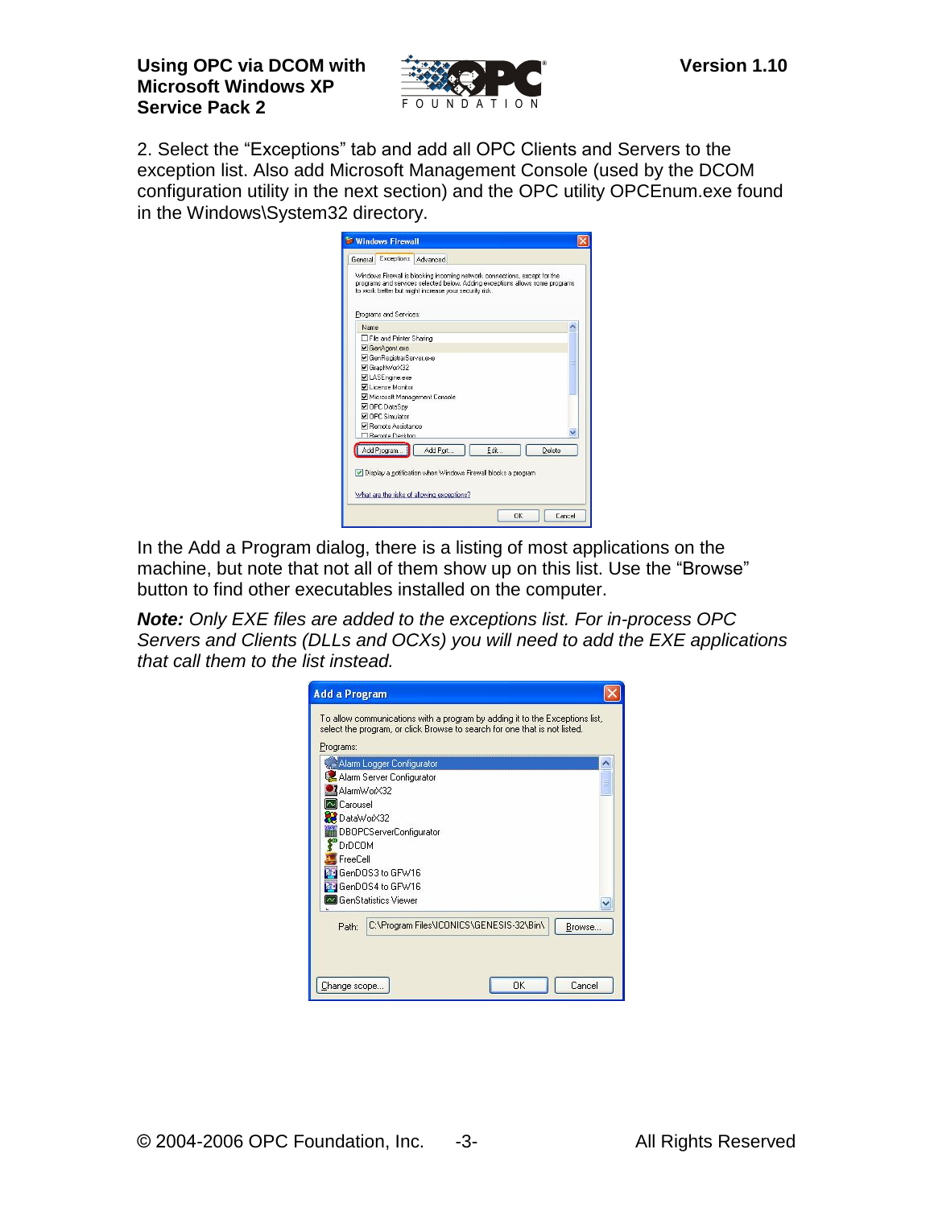2. Select the “Exceptions” tab and add all OPC Clients and Servers to the exception list. Also add Microsoft Management Console (used by the DCOM configuration utility in the next section) and the OPC utility OPCEnum.exe found in the Windows\System32 directory.

In the Add a Program dialog, there is a listing of most applications on the machine, but note that not all of them show up on this list. Use the “Browse” button to find other executables installed on the computer.

***Note:*** *Only EXE files are added to the exceptions list. For in-process OPC Servers and Clients (DLLs and OCXs) you will need to add the EXE applications that call them to the list instead.*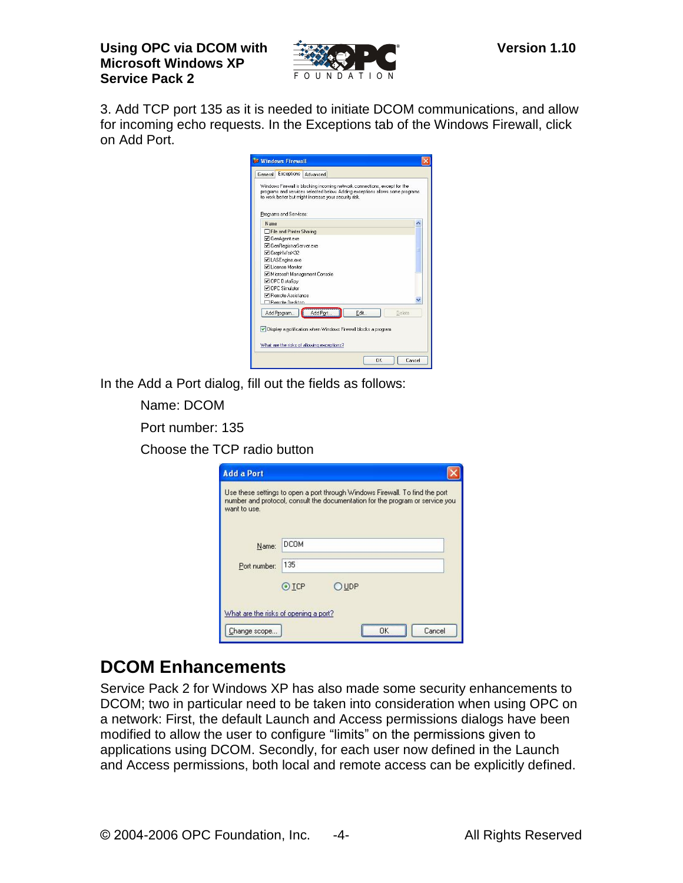3. Add TCP port 135 as it is needed to initiate DCOM communications, and allow for incoming echo requests. In the Exceptions tab of the Windows Firewall, click on Add Port.

In the Add a Port dialog, fill out the fields as follows:

Name: DCOM

Port number: 135

Choose the TCP radio button

## DCOM Enhancements

Service Pack 2 for Windows XP has also made some security enhancements to DCOM; two in particular need to be taken into consideration when using OPC on a network: First, the default Launch and Access permissions dialogs have been modified to allow the user to configure "limits" on the permissions given to applications using DCOM. Secondly, for each user now defined in the Launch and Access permissions, both local and remote access can be explicitly defined.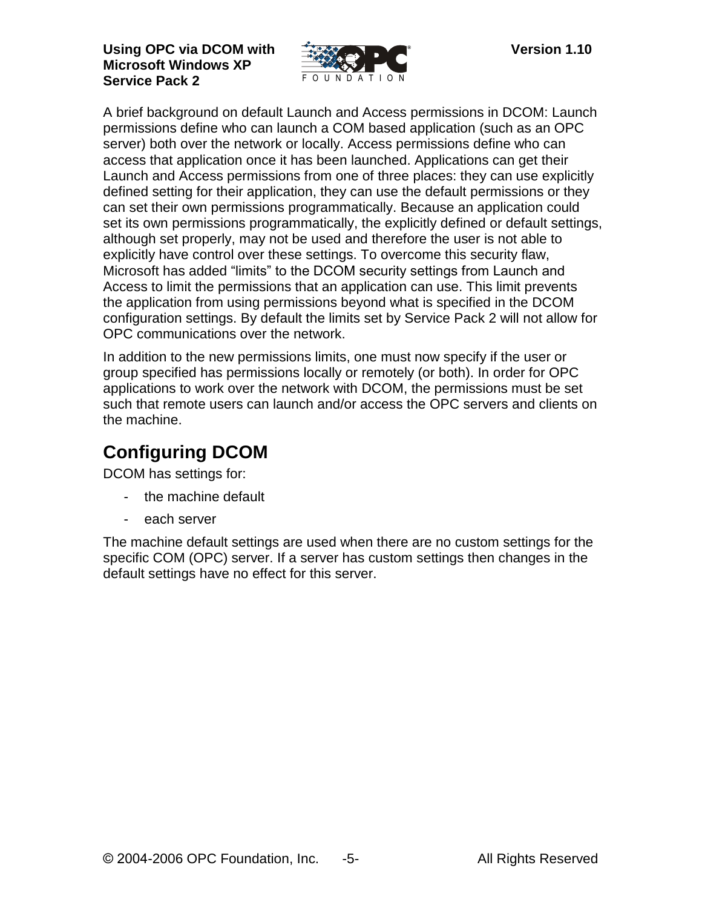A brief background on default Launch and Access permissions in DCOM: Launch permissions define who can launch a COM based application (such as an OPC server) both over the network or locally. Access permissions define who can access that application once it has been launched. Applications can get their Launch and Access permissions from one of three places: they can use explicitly defined setting for their application, they can use the default permissions or they can set their own permissions programmatically. Because an application could set its own permissions programmatically, the explicitly defined or default settings, although set properly, may not be used and therefore the user is not able to explicitly have control over these settings. To overcome this security flaw, Microsoft has added “limits” to the DCOM security settings from Launch and Access to limit the permissions that an application can use. This limit prevents the application from using permissions beyond what is specified in the DCOM configuration settings. By default the limits set by Service Pack 2 will not allow for OPC communications over the network.

In addition to the new permissions limits, one must now specify if the user or group specified has permissions locally or remotely (or both). In order for OPC applications to work over the network with DCOM, the permissions must be set such that remote users can launch and/or access the OPC servers and clients on the machine.

## Configuring DCOM

DCOM has settings for:

- the machine default
- each server

The machine default settings are used when there are no custom settings for the specific COM (OPC) server. If a server has custom settings then changes in the default settings have no effect for this server.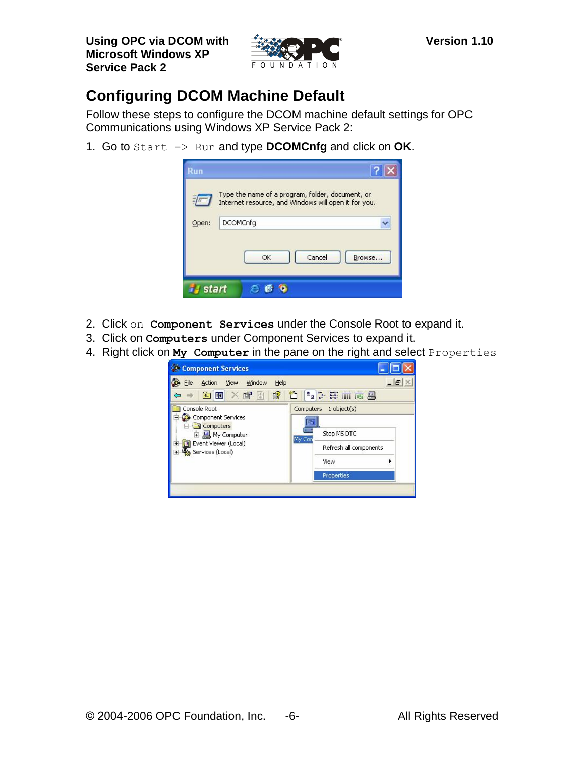# Configuring DCOM Machine Default

Follow these steps to configure the DCOM machine default settings for OPC Communications using Windows XP Service Pack 2:

1. Go to `Start -> Run` and type **DCOMCnfg** and click on **OK**.

2. Click on **`Component Services`** under the Console Root to expand it.
3. Click on **`Computers`** under Component Services to expand it.
4. Right click on **`My Computer`** in the pane on the right and select `Properties`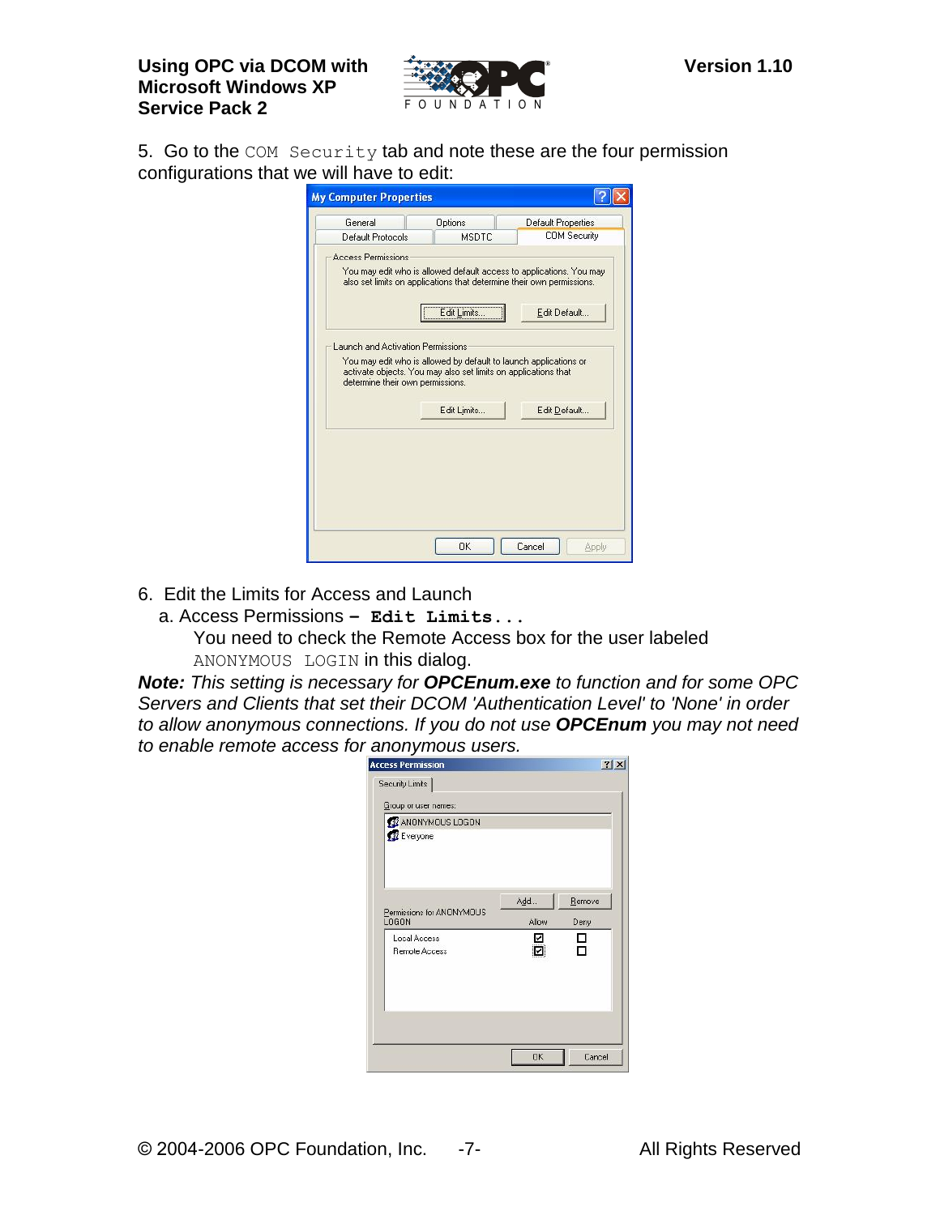5. Go to the `COM Security` tab and note these are the four permission configurations that we will have to edit:

6. Edit the Limits for Access and Launch
   a. Access Permissions – **`Edit Limits...`**
      You need to check the Remote Access box for the user labeled `ANONYMOUS LOGIN` in this dialog.

***Note:*** *This setting is necessary for* ***OPCEnum.exe*** *to function and for some OPC Servers and Clients that set their DCOM 'Authentication Level' to 'None' in order to allow anonymous connections. If you do not use* ***OPCEnum*** *you may not need to enable remote access for anonymous users.*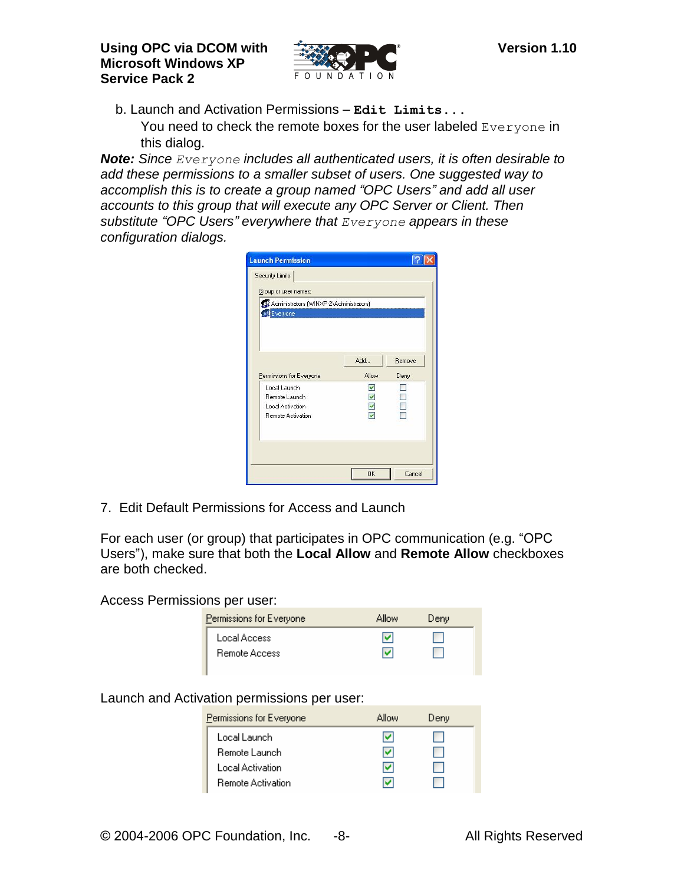b. Launch and Activation Permissions – **`Edit Limits...`**

You need to check the remote boxes for the user labeled `Everyone` in this dialog.

***Note:** Since `Everyone` includes all authenticated users, it is often desirable to add these permissions to a smaller subset of users. One suggested way to accomplish this is to create a group named "OPC Users" and add all user accounts to this group that will execute any OPC Server or Client. Then substitute "OPC Users" everywhere that `Everyone` appears in these configuration dialogs.*

7. Edit Default Permissions for Access and Launch

For each user (or group) that participates in OPC communication (e.g. "OPC Users"), make sure that both the **Local Allow** and **Remote Allow** checkboxes are both checked.

Access Permissions per user:

Launch and Activation permissions per user: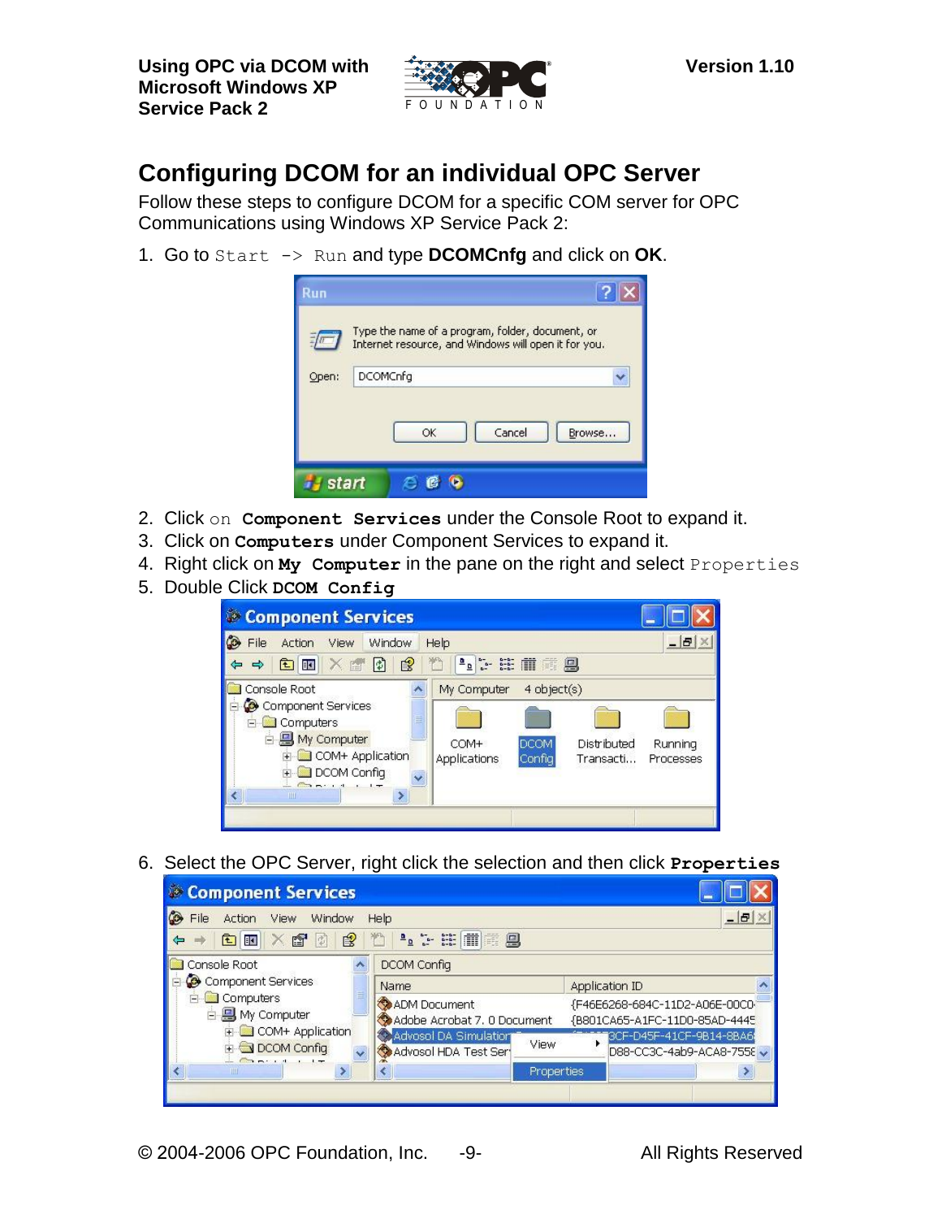## Configuring DCOM for an individual OPC Server

Follow these steps to configure DCOM for a specific COM server for OPC Communications using Windows XP Service Pack 2:

1. Go to `Start -> Run` and type **DCOMCnfg** and click on **OK**.

2. Click on **`Component Services`** under the Console Root to expand it.
3. Click on **`Computers`** under Component Services to expand it.
4. Right click on **`My Computer`** in the pane on the right and select `Properties`
5. Double Click **`DCOM Config`**

6. Select the OPC Server, right click the selection and then click **`Properties`**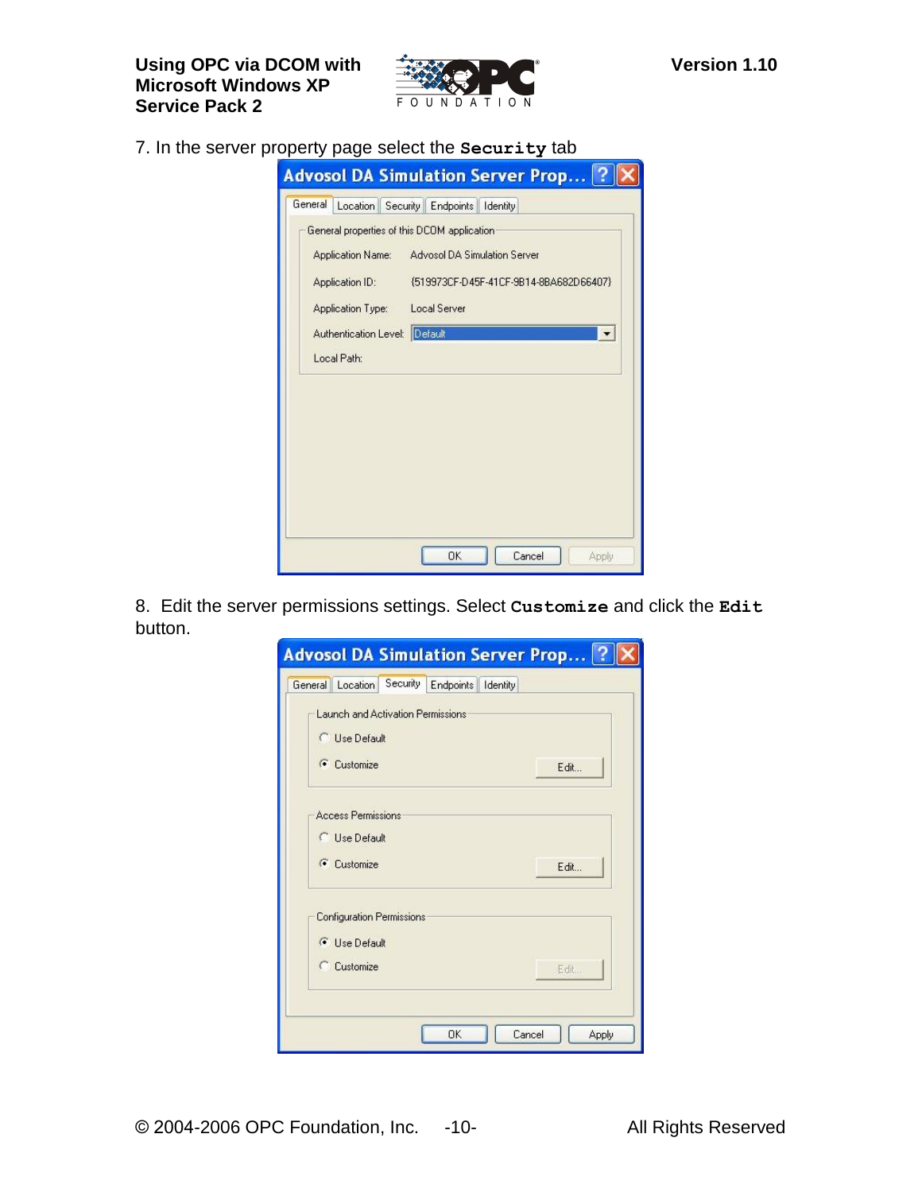7. In the server property page select the `Security` tab

8. Edit the server permissions settings. Select `Customize` and click the `Edit` button.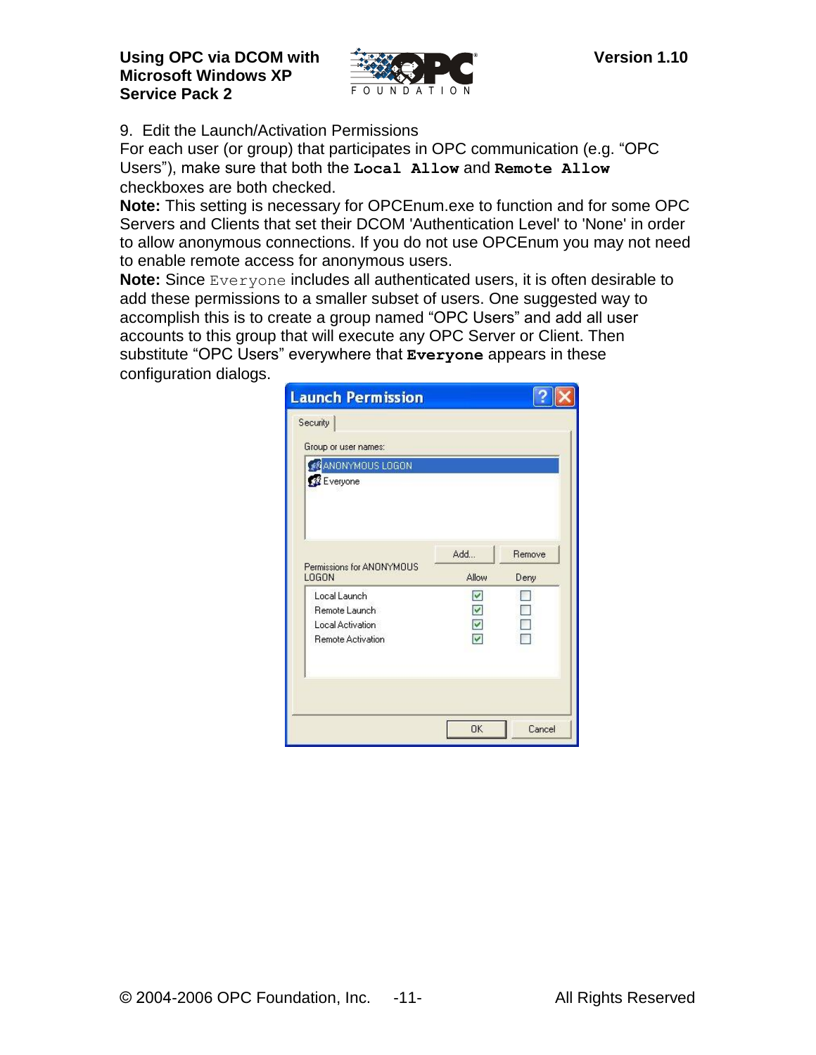9. Edit the Launch/Activation Permissions

For each user (or group) that participates in OPC communication (e.g. "OPC Users"), make sure that both the **`Local Allow`** and **`Remote Allow`** checkboxes are both checked.

**Note:** This setting is necessary for OPCEnum.exe to function and for some OPC Servers and Clients that set their DCOM 'Authentication Level' to 'None' in order to allow anonymous connections. If you do not use OPCEnum you may not need to enable remote access for anonymous users.

**Note:** Since `Everyone` includes all authenticated users, it is often desirable to add these permissions to a smaller subset of users. One suggested way to accomplish this is to create a group named "OPC Users" and add all user accounts to this group that will execute any OPC Server or Client. Then substitute "OPC Users" everywhere that **`Everyone`** appears in these configuration dialogs.

Launch Permission

Security

Group or user names:

ANONYMOUS LOGON

Everyone

Add... Remove

Permissions for ANONYMOUS LOGON

| Permission | Allow | Deny |
|---|---|---|
| Local Launch | ☑ | ☐ |
| Remote Launch | ☑ | ☐ |
| Local Activation | ☑ | ☐ |
| Remote Activation | ☑ | ☐ |

OK Cancel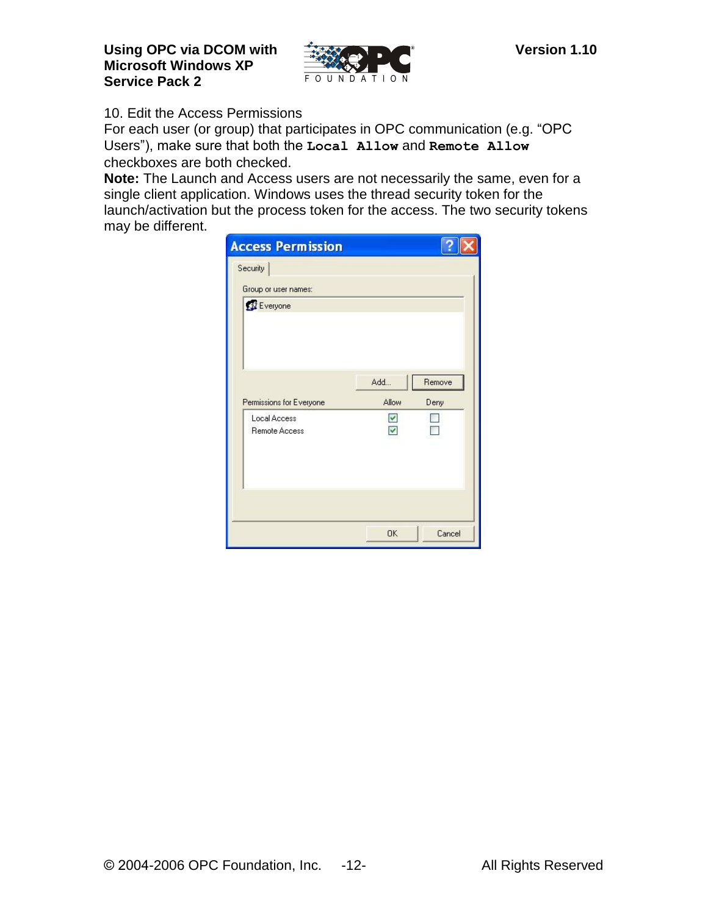10. Edit the Access Permissions

For each user (or group) that participates in OPC communication (e.g. "OPC Users"), make sure that both the `Local Allow` and `Remote Allow` checkboxes are both checked.

**Note:** The Launch and Access users are not necessarily the same, even for a single client application. Windows uses the thread security token for the launch/activation but the process token for the access. The two security tokens may be different.

Access Permission

Security

Group or user names:

Everyone

Add... Remove

| Permissions for Everyone | Allow | Deny |
|---|---|---|
| Local Access | ☑ | ☐ |
| Remote Access | ☑ | ☐ |

OK Cancel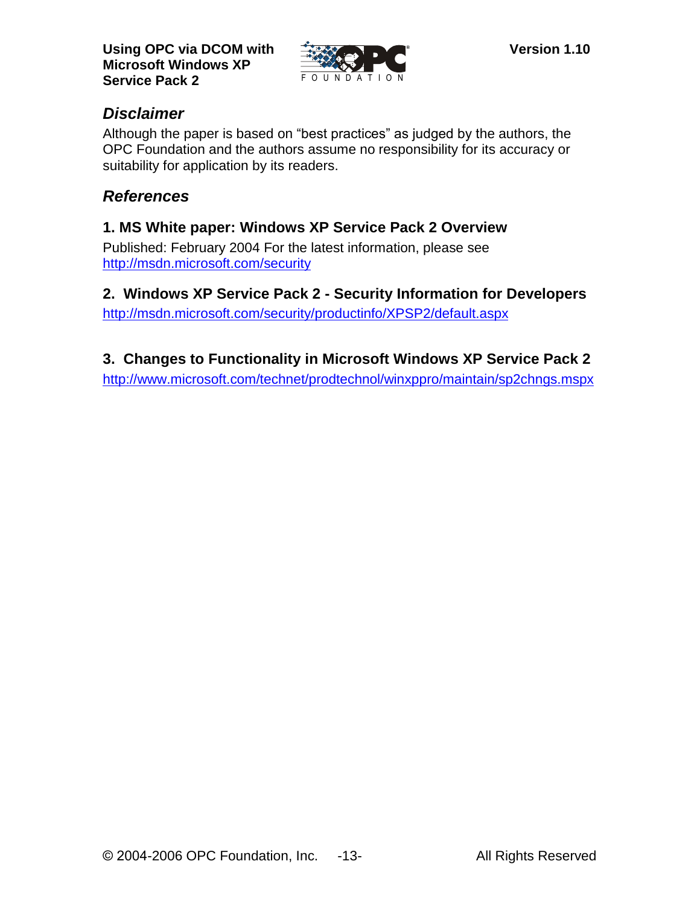## *Disclaimer*

Although the paper is based on “best practices” as judged by the authors, the OPC Foundation and the authors assume no responsibility for its accuracy or suitability for application by its readers.

## *References*

### 1. MS White paper: Windows XP Service Pack 2 Overview

Published: February 2004 For the latest information, please see http://msdn.microsoft.com/security

### 2. Windows XP Service Pack 2 - Security Information for Developers

http://msdn.microsoft.com/security/productinfo/XPSP2/default.aspx

### 3. Changes to Functionality in Microsoft Windows XP Service Pack 2

http://www.microsoft.com/technet/prodtechnol/winxppro/maintain/sp2chngs.mspx